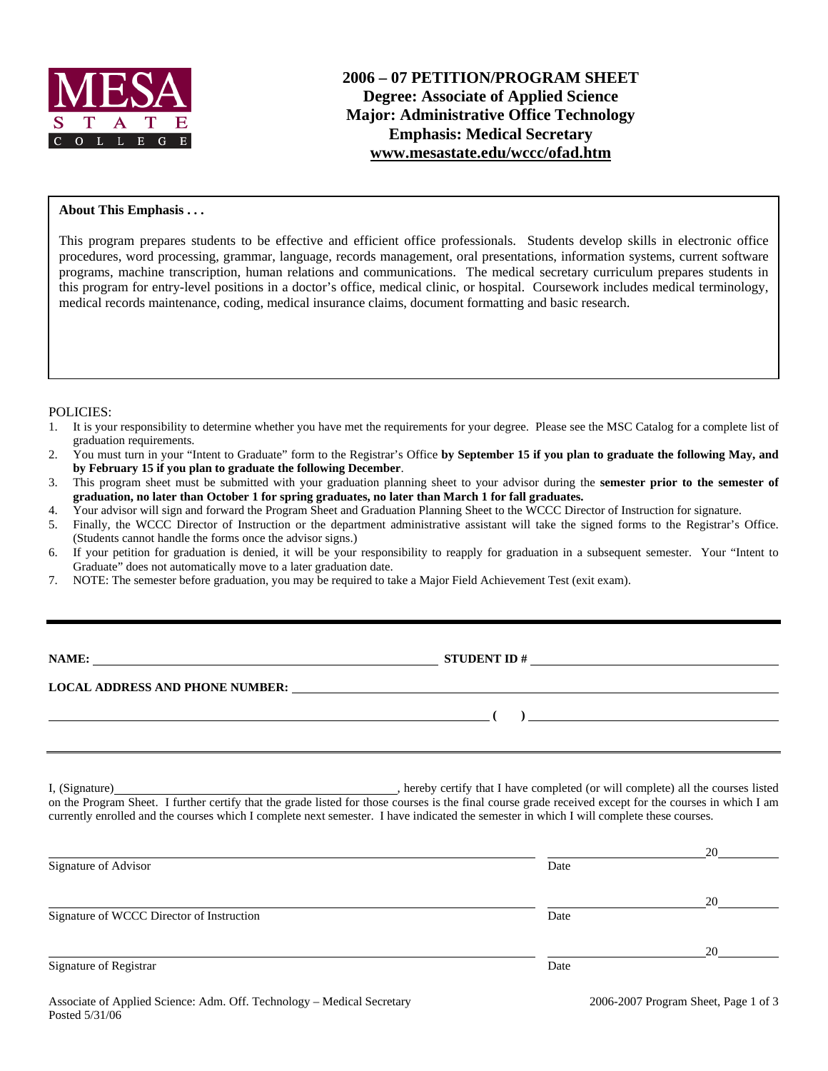MESA STATE COLLEGE

# 2006 – 07 PETITION/PROGRAM SHEET
## Degree: Associate of Applied Science
## Major: Administrative Office Technology
## Emphasis: Medical Secretary
## www.mesastate.edu/wccc/ofad.htm

**About This Emphasis . . .**

This program prepares students to be effective and efficient office professionals. Students develop skills in electronic office procedures, word processing, grammar, language, records management, oral presentations, information systems, current software programs, machine transcription, human relations and communications. The medical secretary curriculum prepares students in this program for entry-level positions in a doctor's office, medical clinic, or hospital. Coursework includes medical terminology, medical records maintenance, coding, medical insurance claims, document formatting and basic research.

POLICIES:

1. It is your responsibility to determine whether you have met the requirements for your degree. Please see the MSC Catalog for a complete list of graduation requirements.
2. You must turn in your "Intent to Graduate" form to the Registrar's Office **by September 15 if you plan to graduate the following May, and by February 15 if you plan to graduate the following December**.
3. This program sheet must be submitted with your graduation planning sheet to your advisor during the **semester prior to the semester of graduation, no later than October 1 for spring graduates, no later than March 1 for fall graduates.**
4. Your advisor will sign and forward the Program Sheet and Graduation Planning Sheet to the WCCC Director of Instruction for signature.
5. Finally, the WCCC Director of Instruction or the department administrative assistant will take the signed forms to the Registrar's Office. (Students cannot handle the forms once the advisor signs.)
6. If your petition for graduation is denied, it will be your responsibility to reapply for graduation in a subsequent semester. Your "Intent to Graduate" does not automatically move to a later graduation date.
7. NOTE: The semester before graduation, you may be required to take a Major Field Achievement Test (exit exam).

---

**NAME:** ______________________________ **STUDENT ID #** ______________________________

**LOCAL ADDRESS AND PHONE NUMBER:** ______________________________

______________________________ **( )** ______________________________

I, (Signature)______________________________, hereby certify that I have completed (or will complete) all the courses listed on the Program Sheet. I further certify that the grade listed for those courses is the final course grade received except for the courses in which I am currently enrolled and the courses which I complete next semester. I have indicated the semester in which I will complete these courses.

______________________________ ______________20______
Signature of Advisor Date

______________________________ ______________20______
Signature of WCCC Director of Instruction Date

______________________________ ______________20______
Signature of Registrar Date

Associate of Applied Science: Adm. Off. Technology – Medical Secretary
Posted 5/31/06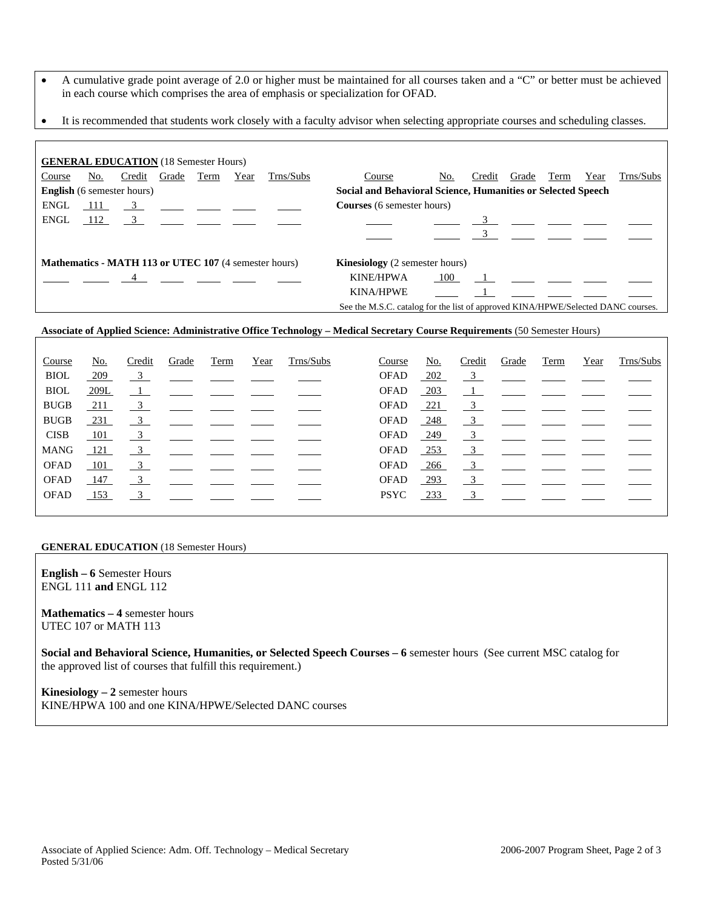- A cumulative grade point average of 2.0 or higher must be maintained for all courses taken and a "C" or better must be achieved in each course which comprises the area of emphasis or specialization for OFAD.
- It is recommended that students work closely with a faculty advisor when selecting appropriate courses and scheduling classes.

**GENERAL EDUCATION** (18 Semester Hours)

**English** (6 semester hours)

| Course | No. | Credit | Grade | Term | Year | Trns/Subs |
|---|---|---|---|---|---|---|
| ENGL | 111 | 3 | | | | |
| ENGL | 112 | 3 | | | | |

**Mathematics - MATH 113 or UTEC 107** (4 semester hours)

| Course | No. | Credit | Grade | Term | Year | Trns/Subs |
|---|---|---|---|---|---|---|
| | | 4 | | | | |

**Social and Behavioral Science, Humanities or Selected Speech Courses** (6 semester hours)

| Course | No. | Credit | Grade | Term | Year | Trns/Subs |
|---|---|---|---|---|---|---|
| | | 3 | | | | |
| | | 3 | | | | |

**Kinesiology** (2 semester hours)

| Course | No. | Credit | Grade | Term | Year | Trns/Subs |
|---|---|---|---|---|---|---|
| KINE/HPWA | 100 | 1 | | | | |
| KINA/HPWE | | 1 | | | | |

See the M.S.C. catalog for the list of approved KINA/HPWE/Selected DANC courses.

**Associate of Applied Science: Administrative Office Technology – Medical Secretary Course Requirements** (50 Semester Hours)

| Course | No. | Credit | Grade | Term | Year | Trns/Subs | Course | No. | Credit | Grade | Term | Year | Trns/Subs |
|---|---|---|---|---|---|---|---|---|---|---|---|---|---|
| BIOL | 209 | 3 | | | | | OFAD | 202 | 3 | | | | |
| BIOL | 209L | 1 | | | | | OFAD | 203 | 1 | | | | |
| BUGB | 211 | 3 | | | | | OFAD | 221 | 3 | | | | |
| BUGB | 231 | 3 | | | | | OFAD | 248 | 3 | | | | |
| CISB | 101 | 3 | | | | | OFAD | 249 | 3 | | | | |
| MANG | 121 | 3 | | | | | OFAD | 253 | 3 | | | | |
| OFAD | 101 | 3 | | | | | OFAD | 266 | 3 | | | | |
| OFAD | 147 | 3 | | | | | OFAD | 293 | 3 | | | | |
| OFAD | 153 | 3 | | | | | PSYC | 233 | 3 | | | | |

**GENERAL EDUCATION** (18 Semester Hours)

**English – 6** Semester Hours
ENGL 111 **and** ENGL 112

**Mathematics – 4** semester hours
UTEC 107 or MATH 113

**Social and Behavioral Science, Humanities, or Selected Speech Courses – 6** semester hours (See current MSC catalog for the approved list of courses that fulfill this requirement.)

**Kinesiology – 2** semester hours
KINE/HPWA 100 and one KINA/HPWE/Selected DANC courses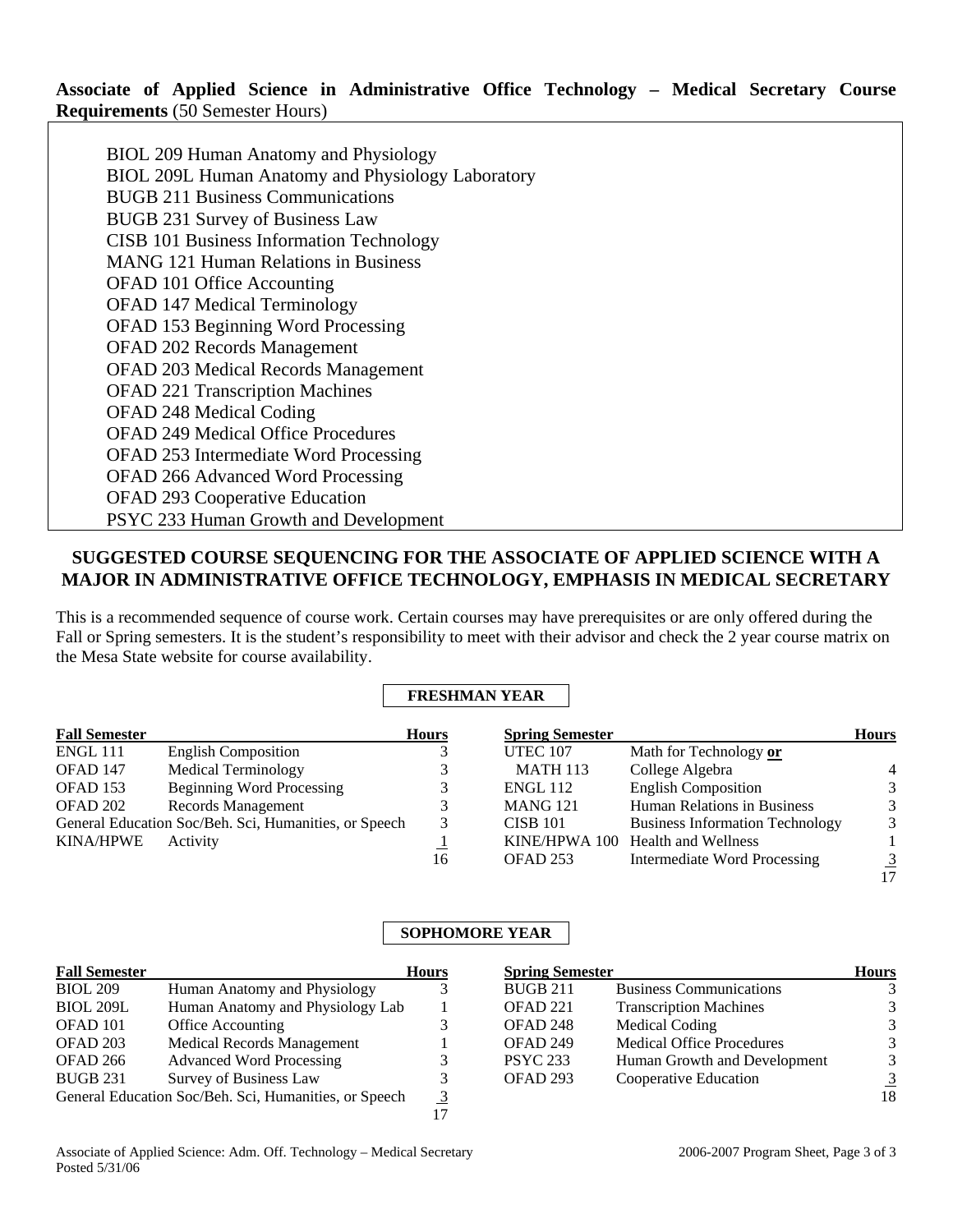**Associate of Applied Science in Administrative Office Technology – Medical Secretary Course Requirements** (50 Semester Hours)

- BIOL 209 Human Anatomy and Physiology
- BIOL 209L Human Anatomy and Physiology Laboratory
- BUGB 211 Business Communications
- BUGB 231 Survey of Business Law
- CISB 101 Business Information Technology
- MANG 121 Human Relations in Business
- OFAD 101 Office Accounting
- OFAD 147 Medical Terminology
- OFAD 153 Beginning Word Processing
- OFAD 202 Records Management
- OFAD 203 Medical Records Management
- OFAD 221 Transcription Machines
- OFAD 248 Medical Coding
- OFAD 249 Medical Office Procedures
- OFAD 253 Intermediate Word Processing
- OFAD 266 Advanced Word Processing
- OFAD 293 Cooperative Education
- PSYC 233 Human Growth and Development

## SUGGESTED COURSE SEQUENCING FOR THE ASSOCIATE OF APPLIED SCIENCE WITH A MAJOR IN ADMINISTRATIVE OFFICE TECHNOLOGY, EMPHASIS IN MEDICAL SECRETARY

This is a recommended sequence of course work. Certain courses may have prerequisites or are only offered during the Fall or Spring semesters. It is the student's responsibility to meet with their advisor and check the 2 year course matrix on the Mesa State website for course availability.

### FRESHMAN YEAR

| Fall Semester | | Hours |
|---|---|---|
| ENGL 111 | English Composition | 3 |
| OFAD 147 | Medical Terminology | 3 |
| OFAD 153 | Beginning Word Processing | 3 |
| OFAD 202 | Records Management | 3 |
| General Education Soc/Beh. Sci, Humanities, or Speech | | 3 |
| KINA/HPWE | Activity | 1 |
| | | 16 |

| Spring Semester | | Hours |
|---|---|---|
| UTEC 107 | Math for Technology **or** | |
| MATH 113 | College Algebra | 4 |
| ENGL 112 | English Composition | 3 |
| MANG 121 | Human Relations in Business | 3 |
| CISB 101 | Business Information Technology | 3 |
| KINE/HPWA 100 | Health and Wellness | 1 |
| OFAD 253 | Intermediate Word Processing | 3 |
| | | 17 |

### SOPHOMORE YEAR

| Fall Semester | | Hours |
|---|---|---|
| BIOL 209 | Human Anatomy and Physiology | 3 |
| BIOL 209L | Human Anatomy and Physiology Lab | 1 |
| OFAD 101 | Office Accounting | 3 |
| OFAD 203 | Medical Records Management | 1 |
| OFAD 266 | Advanced Word Processing | 3 |
| BUGB 231 | Survey of Business Law | 3 |
| General Education Soc/Beh. Sci, Humanities, or Speech | | 3 |
| | | 17 |

| Spring Semester | | Hours |
|---|---|---|
| BUGB 211 | Business Communications | 3 |
| OFAD 221 | Transcription Machines | 3 |
| OFAD 248 | Medical Coding | 3 |
| OFAD 249 | Medical Office Procedures | 3 |
| PSYC 233 | Human Growth and Development | 3 |
| OFAD 293 | Cooperative Education | 3 |
| | | 18 |